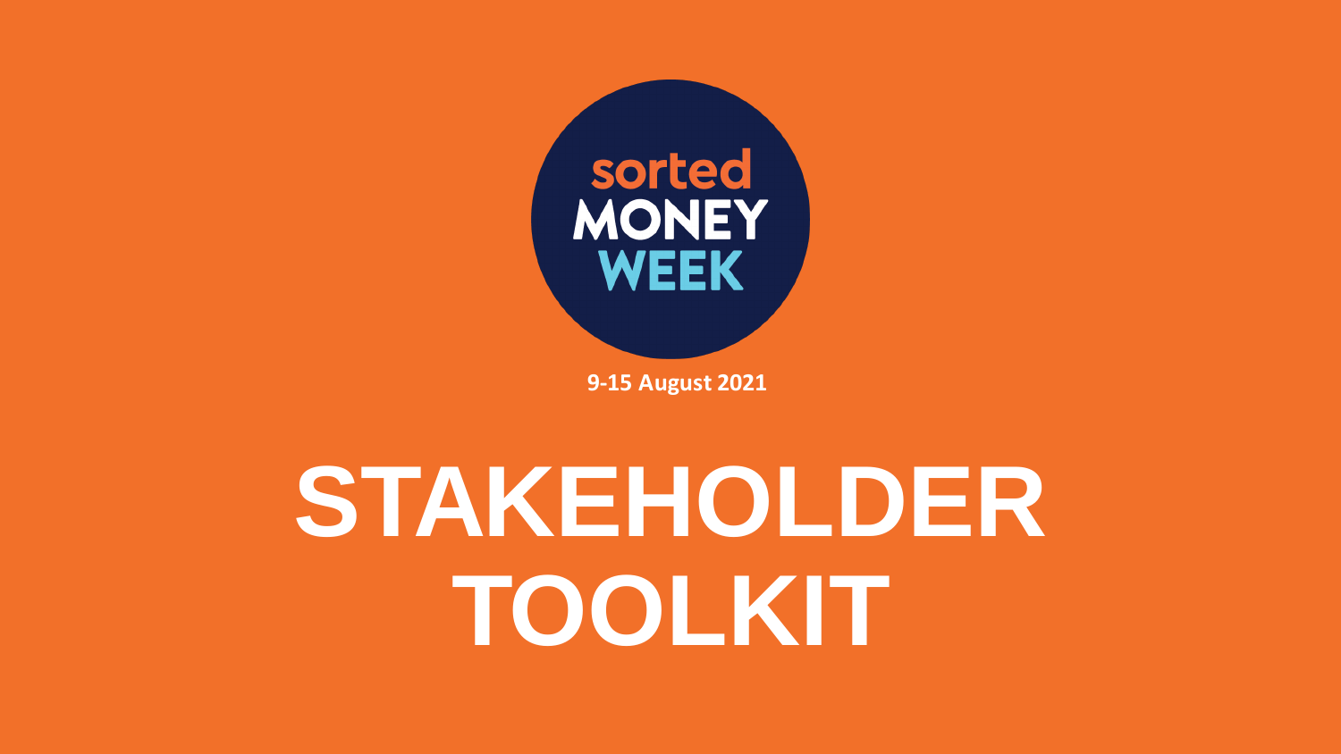sorted MONEY WEEK

9-15 August 2021

# STAKEHOLDER TOOLKIT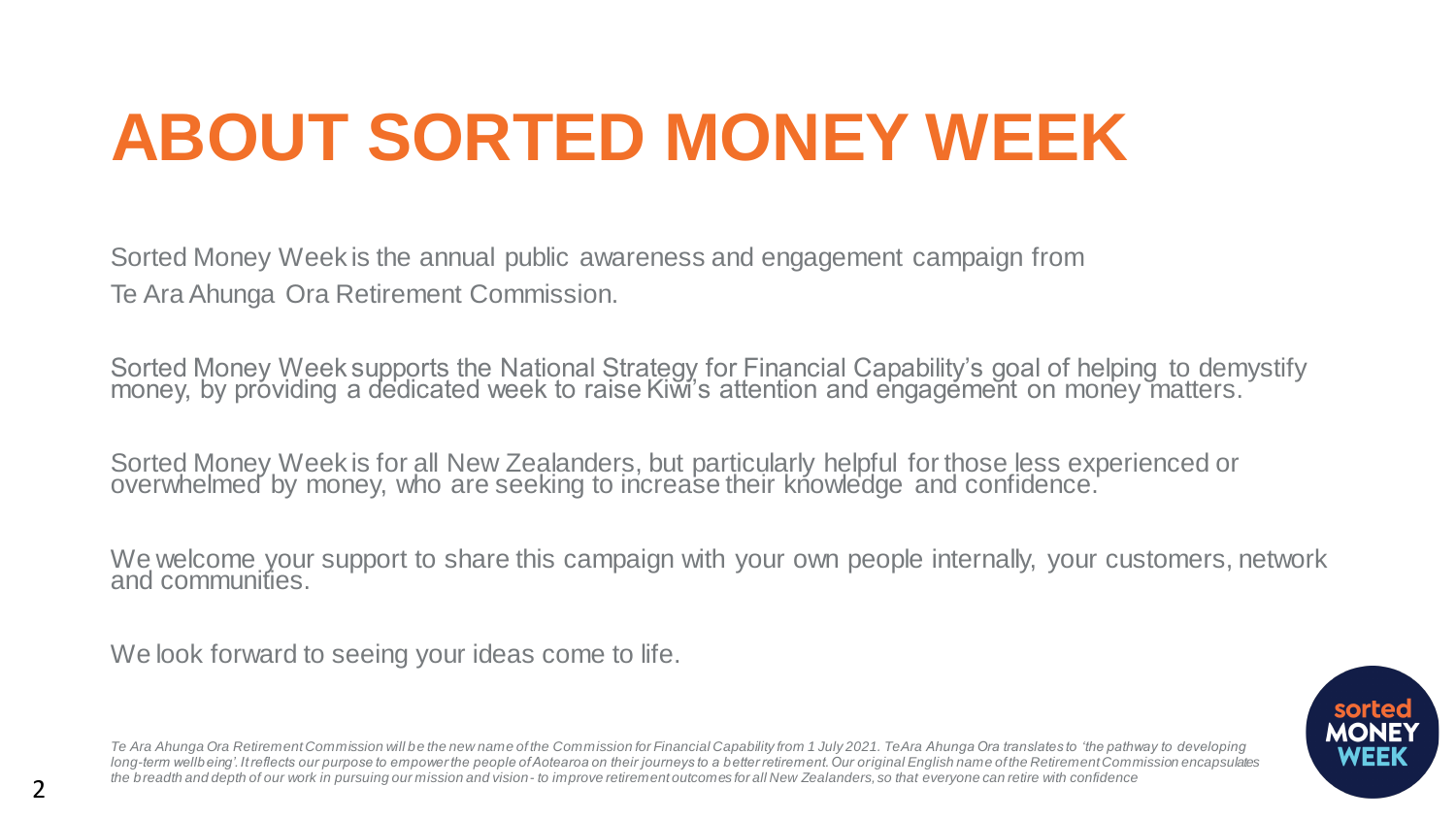# ABOUT SORTED MONEY WEEK

Sorted Money Week is the annual public awareness and engagement campaign from Te Ara Ahunga Ora Retirement Commission.

Sorted Money Week supports the National Strategy for Financial Capability's goal of helping to demystify money, by providing a dedicated week to raise Kiwi's attention and engagement on money matters.

Sorted Money Week is for all New Zealanders, but particularly helpful for those less experienced or overwhelmed by money, who are seeking to increase their knowledge and confidence.

We welcome your support to share this campaign with your own people internally, your customers, network and communities.

We look forward to seeing your ideas come to life.

*Te Ara Ahunga Ora Retirement Commission will be the new name of the Commission for Financial Capability from 1 July 2021. Te Ara Ahunga Ora translates to 'the pathway to developing long-term wellbeing'. It reflects our purpose to empower the people of Aotearoa on their journeys to a better retirement. Our original English name of the Retirement Commission encapsulates the breadth and depth of our work in pursuing our mission and vision - to improve retirement outcomes for all New Zealanders, so that everyone can retire with confidence*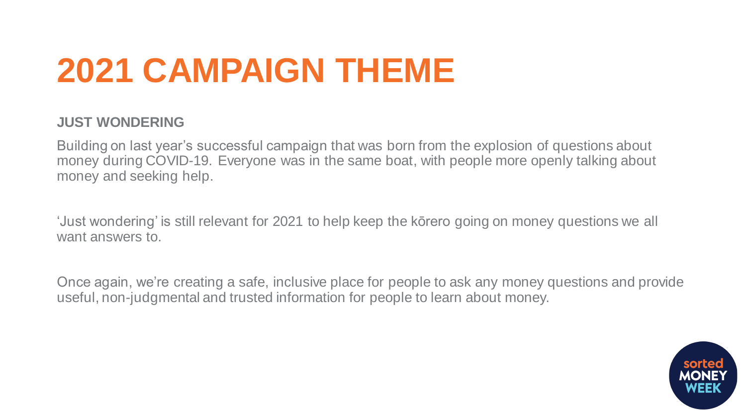# 2021 CAMPAIGN THEME

## JUST WONDERING

Building on last year's successful campaign that was born from the explosion of questions about money during COVID-19. Everyone was in the same boat, with people more openly talking about money and seeking help.

'Just wondering' is still relevant for 2021 to help keep the kōrero going on money questions we all want answers to.

Once again, we're creating a safe, inclusive place for people to ask any money questions and provide useful, non-judgmental and trusted information for people to learn about money.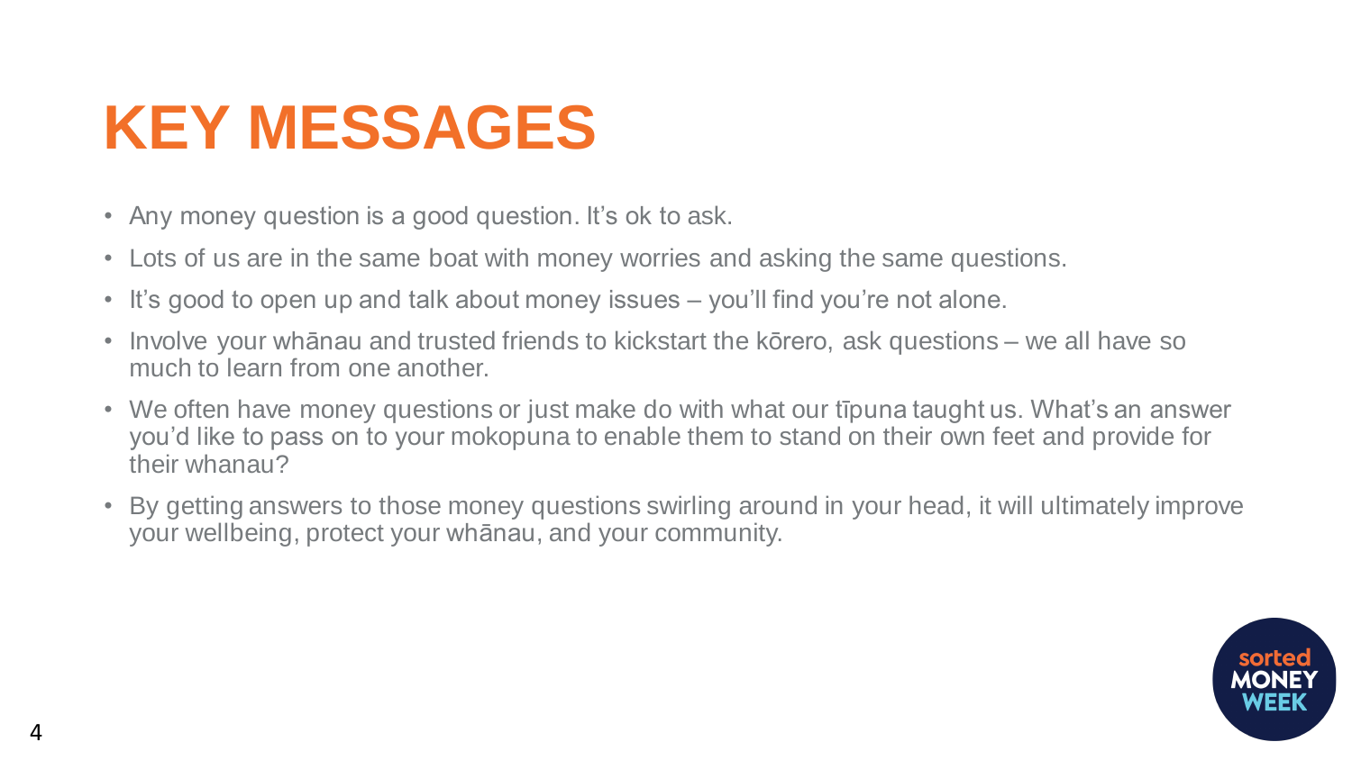# KEY MESSAGES

- Any money question is a good question. It's ok to ask.
- Lots of us are in the same boat with money worries and asking the same questions.
- It's good to open up and talk about money issues – you'll find you're not alone.
- Involve your whānau and trusted friends to kickstart the kōrero, ask questions – we all have so much to learn from one another.
- We often have money questions or just make do with what our tīpuna taught us. What's an answer you'd like to pass on to your mokopuna to enable them to stand on their own feet and provide for their whanau?
- By getting answers to those money questions swirling around in your head, it will ultimately improve your wellbeing, protect your whānau, and your community.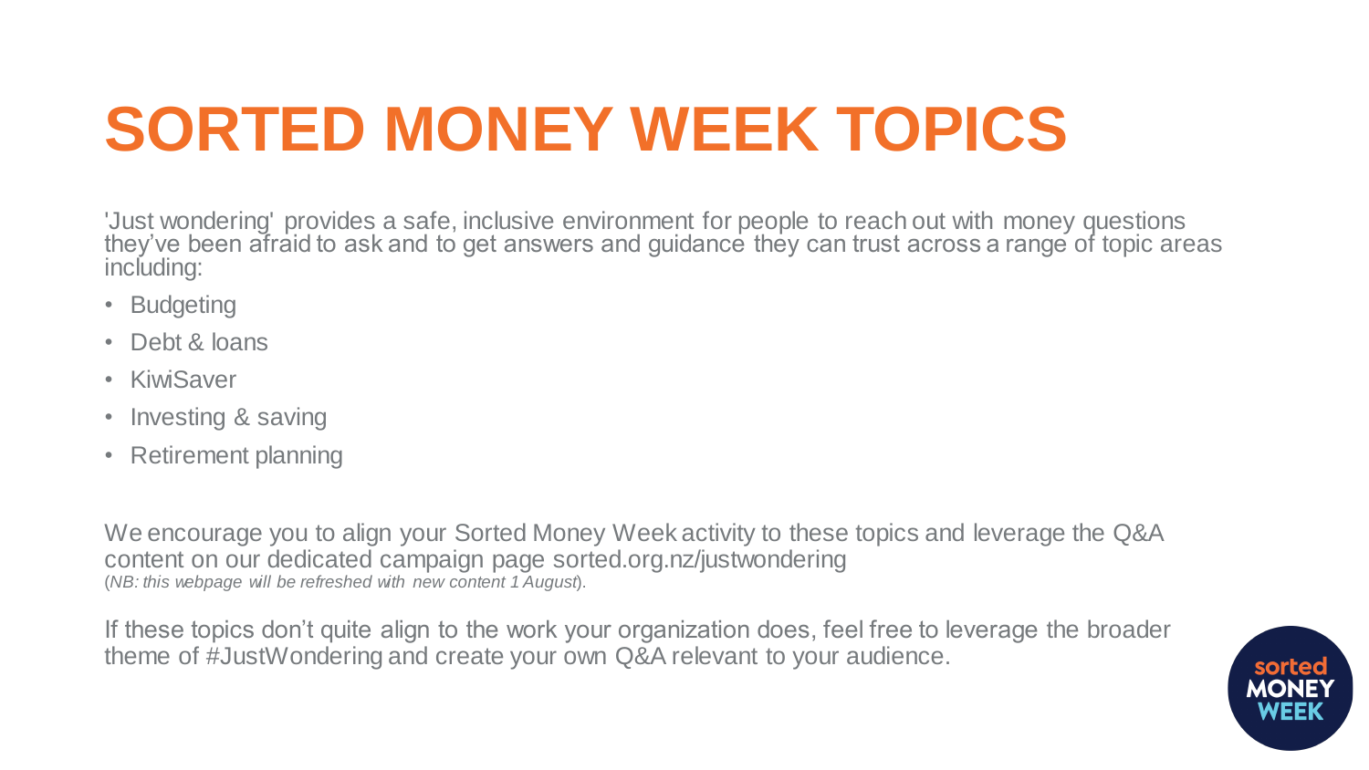# SORTED MONEY WEEK TOPICS

'Just wondering' provides a safe, inclusive environment for people to reach out with money questions they've been afraid to ask and to get answers and guidance they can trust across a range of topic areas including:

- Budgeting
- Debt & loans
- KiwiSaver
- Investing & saving
- Retirement planning

We encourage you to align your Sorted Money Week activity to these topics and leverage the Q&A content on our dedicated campaign page sorted.org.nz/justwondering
(*NB: this webpage will be refreshed with new content 1 August*).

If these topics don't quite align to the work your organization does, feel free to leverage the broader theme of #JustWondering and create your own Q&A relevant to your audience.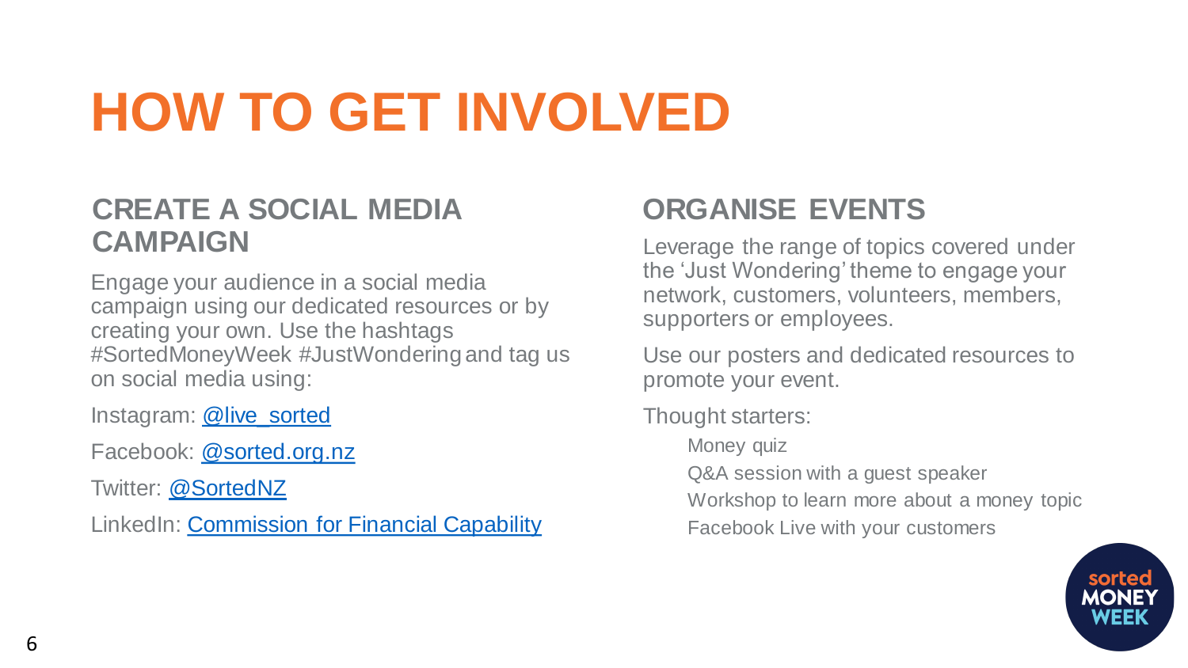# HOW TO GET INVOLVED

## CREATE A SOCIAL MEDIA CAMPAIGN

Engage your audience in a social media campaign using our dedicated resources or by creating your own. Use the hashtags #SortedMoneyWeek #JustWondering and tag us on social media using:

Instagram: @live_sorted

Facebook: @sorted.org.nz

Twitter: @SortedNZ

LinkedIn: Commission for Financial Capability

## ORGANISE EVENTS

Leverage the range of topics covered under the 'Just Wondering' theme to engage your network, customers, volunteers, members, supporters or employees.

Use our posters and dedicated resources to promote your event.

Thought starters:

- Money quiz
- Q&A session with a guest speaker
- Workshop to learn more about a money topic
- Facebook Live with your customers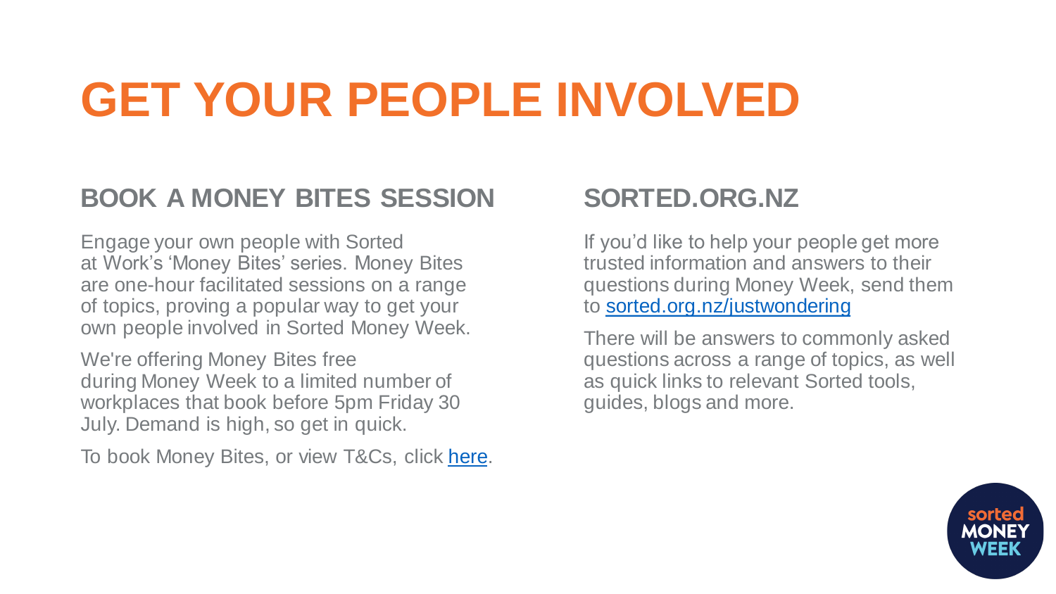# GET YOUR PEOPLE INVOLVED

## BOOK A MONEY BITES SESSION

Engage your own people with Sorted at Work's 'Money Bites' series. Money Bites are one-hour facilitated sessions on a range of topics, proving a popular way to get your own people involved in Sorted Money Week.

We're offering Money Bites free during Money Week to a limited number of workplaces that book before 5pm Friday 30 July. Demand is high, so get in quick.

To book Money Bites, or view T&Cs, click here.

## SORTED.ORG.NZ

If you'd like to help your people get more trusted information and answers to their questions during Money Week, send them to sorted.org.nz/justwondering

There will be answers to commonly asked questions across a range of topics, as well as quick links to relevant Sorted tools, guides, blogs and more.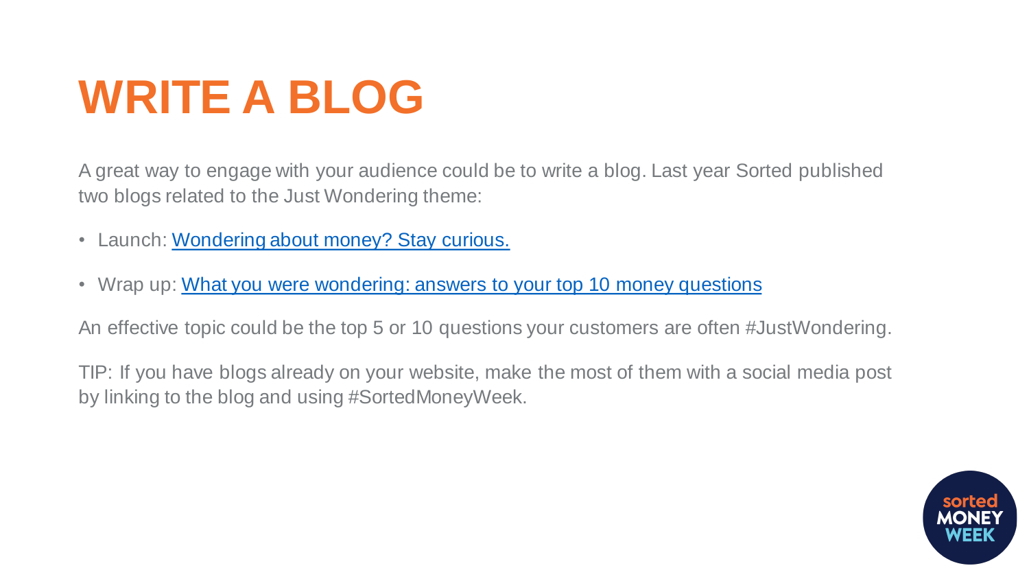# WRITE A BLOG

A great way to engage with your audience could be to write a blog. Last year Sorted published two blogs related to the Just Wondering theme:

- Launch: Wondering about money? Stay curious.
- Wrap up: What you were wondering: answers to your top 10 money questions

An effective topic could be the top 5 or 10 questions your customers are often #JustWondering.

TIP: If you have blogs already on your website, make the most of them with a social media post by linking to the blog and using #SortedMoneyWeek.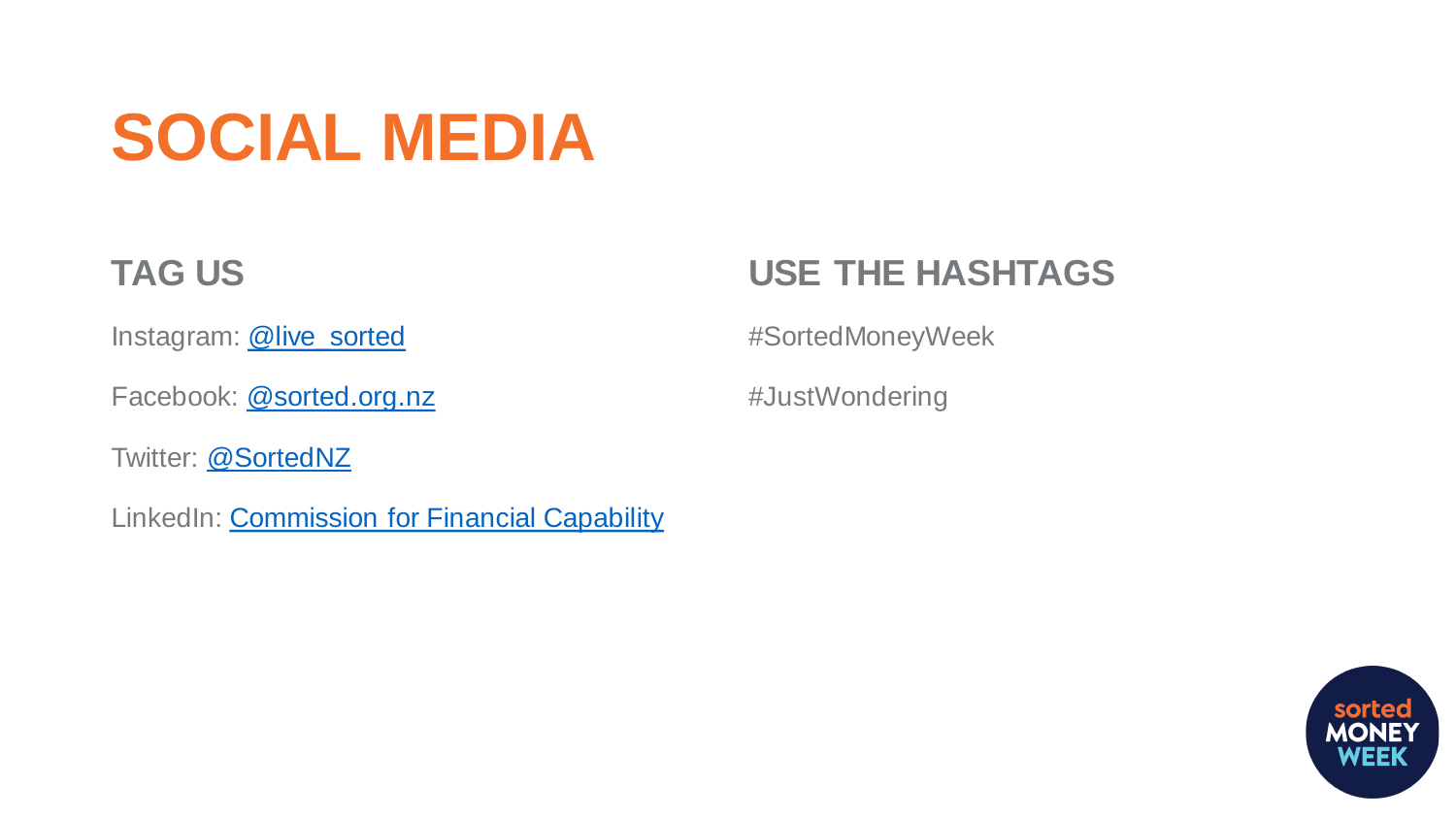# SOCIAL MEDIA

## TAG US

Instagram: @live_sorted

Facebook: @sorted.org.nz

Twitter: @SortedNZ

LinkedIn: Commission for Financial Capability

## USE THE HASHTAGS

#SortedMoneyWeek

#JustWondering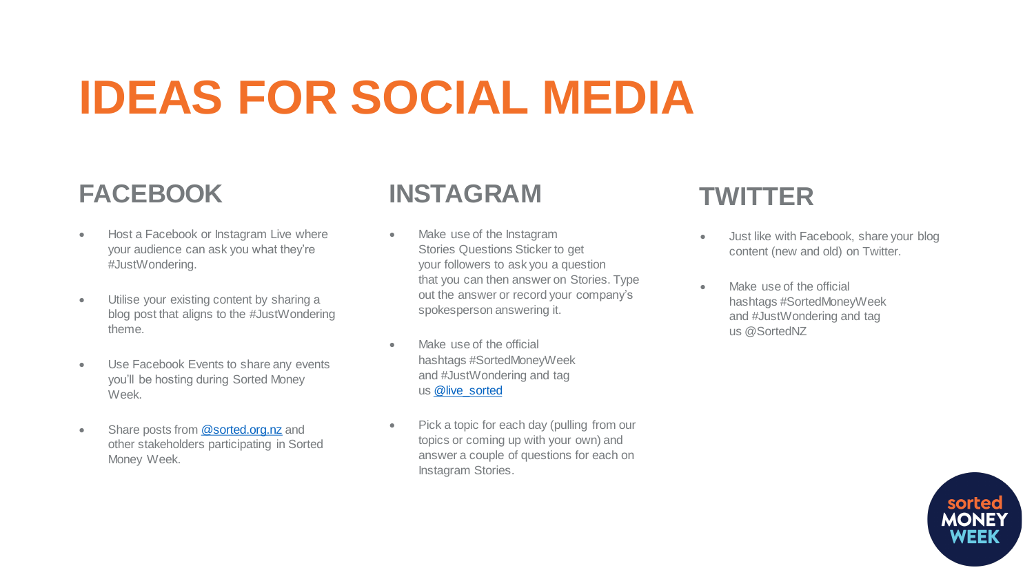# IDEAS FOR SOCIAL MEDIA

## FACEBOOK

- Host a Facebook or Instagram Live where your audience can ask you what they're #JustWondering.
- Utilise your existing content by sharing a blog post that aligns to the #JustWondering theme.
- Use Facebook Events to share any events you'll be hosting during Sorted Money Week.
- Share posts from @sorted.org.nz and other stakeholders participating in Sorted Money Week.

## INSTAGRAM

- Make use of the Instagram Stories Questions Sticker to get your followers to ask you a question that you can then answer on Stories. Type out the answer or record your company's spokesperson answering it.
- Make use of the official hashtags #SortedMoneyWeek and #JustWondering and tag us @live_sorted
- Pick a topic for each day (pulling from our topics or coming up with your own) and answer a couple of questions for each on Instagram Stories.

## TWITTER

- Just like with Facebook, share your blog content (new and old) on Twitter.
- Make use of the official hashtags #SortedMoneyWeek and #JustWondering and tag us @SortedNZ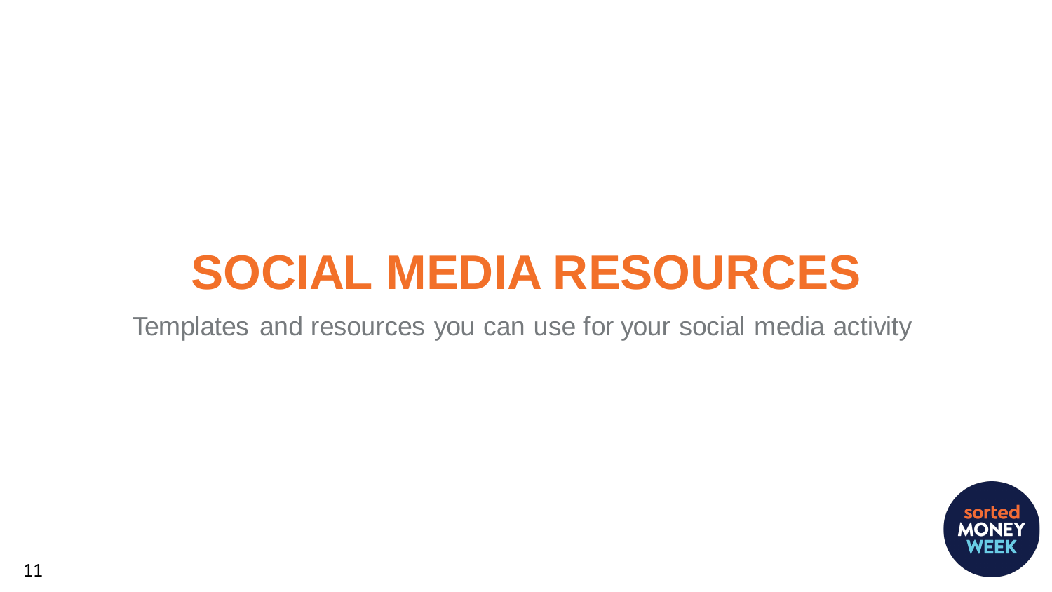# SOCIAL MEDIA RESOURCES

Templates and resources you can use for your social media activity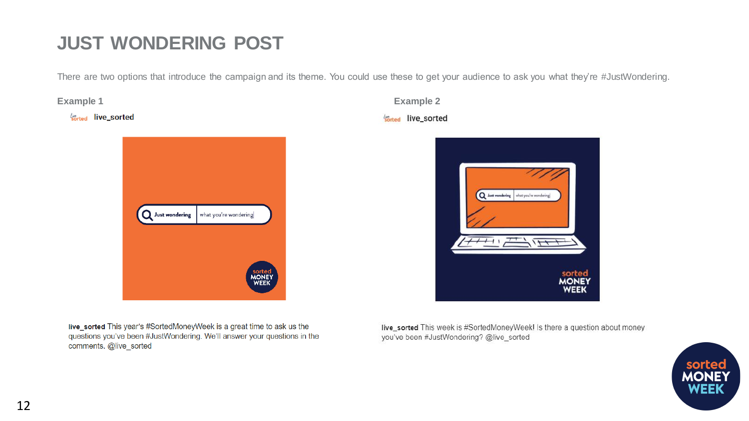# JUST WONDERING POST

There are two options that introduce the campaign and its theme. You could use these to get your audience to ask you what they're #JustWondering.

### Example 1

live_sorted

**live_sorted** This year's #SortedMoneyWeek is a great time to ask us the questions you've been #JustWondering. We'll answer your questions in the comments. @live_sorted

### Example 2

live_sorted

**live_sorted** This week is #SortedMoneyWeek! Is there a question about money you've been #JustWondering? @live_sorted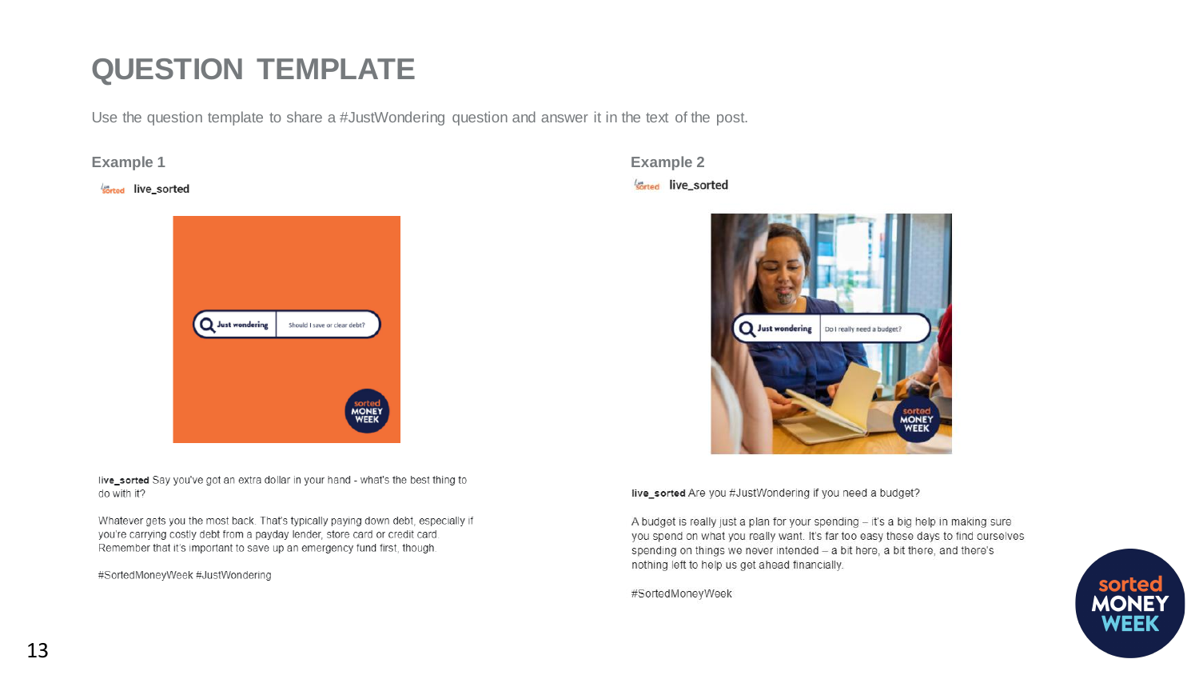# QUESTION TEMPLATE

Use the question template to share a #JustWondering question and answer it in the text of the post.

## Example 1

live_sorted

**live_sorted** Say you've got an extra dollar in your hand - what's the best thing to do with it?

Whatever gets you the most back. That's typically paying down debt, especially if you're carrying costly debt from a payday lender, store card or credit card. Remember that it's important to save up an emergency fund first, though.

#SortedMoneyWeek #JustWondering

## Example 2

live_sorted

**live_sorted** Are you #JustWondering if you need a budget?

A budget is really just a plan for your spending – it's a big help in making sure you spend on what you really want. It's far too easy these days to find ourselves spending on things we never intended – a bit here, a bit there, and there's nothing left to help us get ahead financially.

#SortedMoneyWeek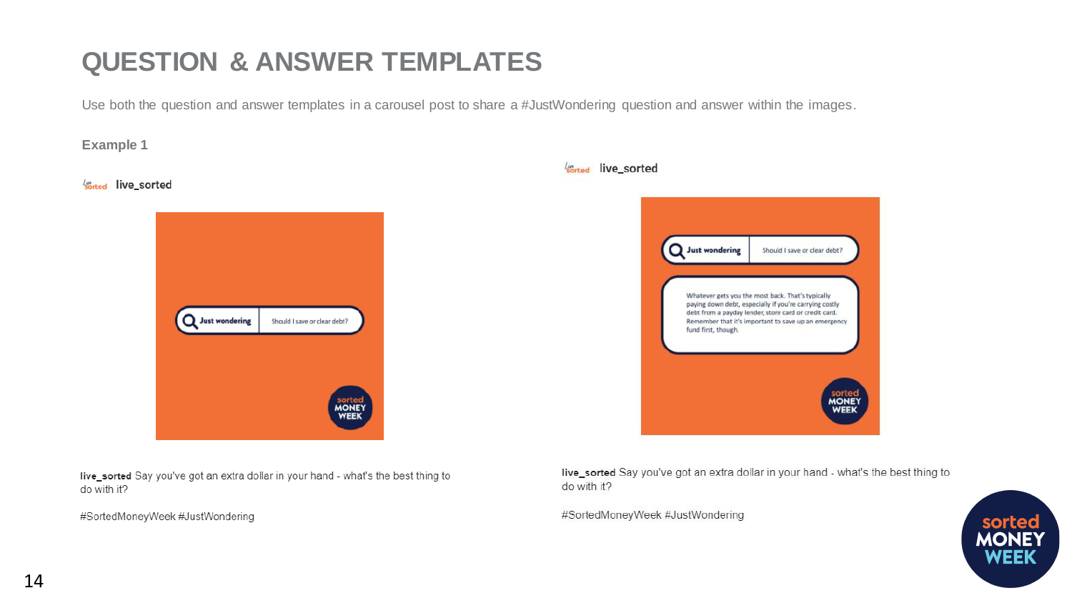# QUESTION & ANSWER TEMPLATES

Use both the question and answer templates in a carousel post to share a #JustWondering question and answer within the images.

**Example 1**

live_sorted

Just wondering | Should I save or clear debt?

**live_sorted** Say you've got an extra dollar in your hand - what's the best thing to do with it?

#SortedMoneyWeek #JustWondering

live_sorted

Just wondering | Should I save or clear debt?

Whatever gets you the most back. That's typically paying down debt, especially if you're carrying costly debt from a payday lender, store card or credit card. Remember that it's important to save up an emergency fund first, though.

**live_sorted** Say you've got an extra dollar in your hand - what's the best thing to do with it?

#SortedMoneyWeek #JustWondering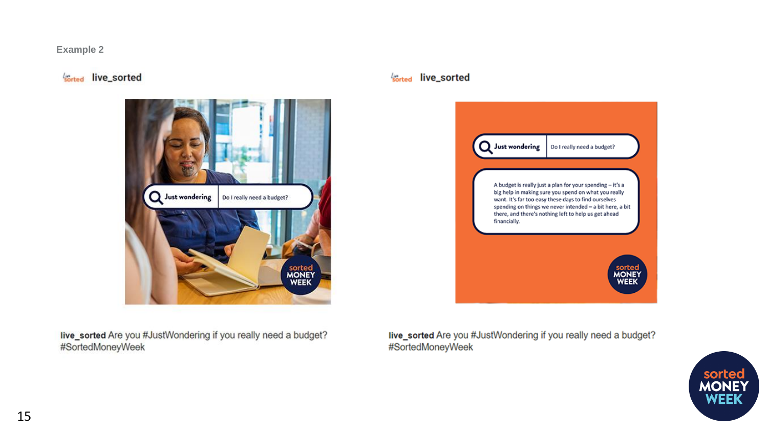Example 2

live_sorted

Just wondering | Do I really need a budget?

sorted MONEY WEEK

**live_sorted** Are you #JustWondering if you really need a budget? #SortedMoneyWeek

live_sorted

Just wondering | Do I really need a budget?

A budget is really just a plan for your spending – it's a big help in making sure you spend on what you really want. It's far too easy these days to find ourselves spending on things we never intended – a bit here, a bit there, and there's nothing left to help us get ahead financially.

sorted MONEY WEEK

**live_sorted** Are you #JustWondering if you really need a budget? #SortedMoneyWeek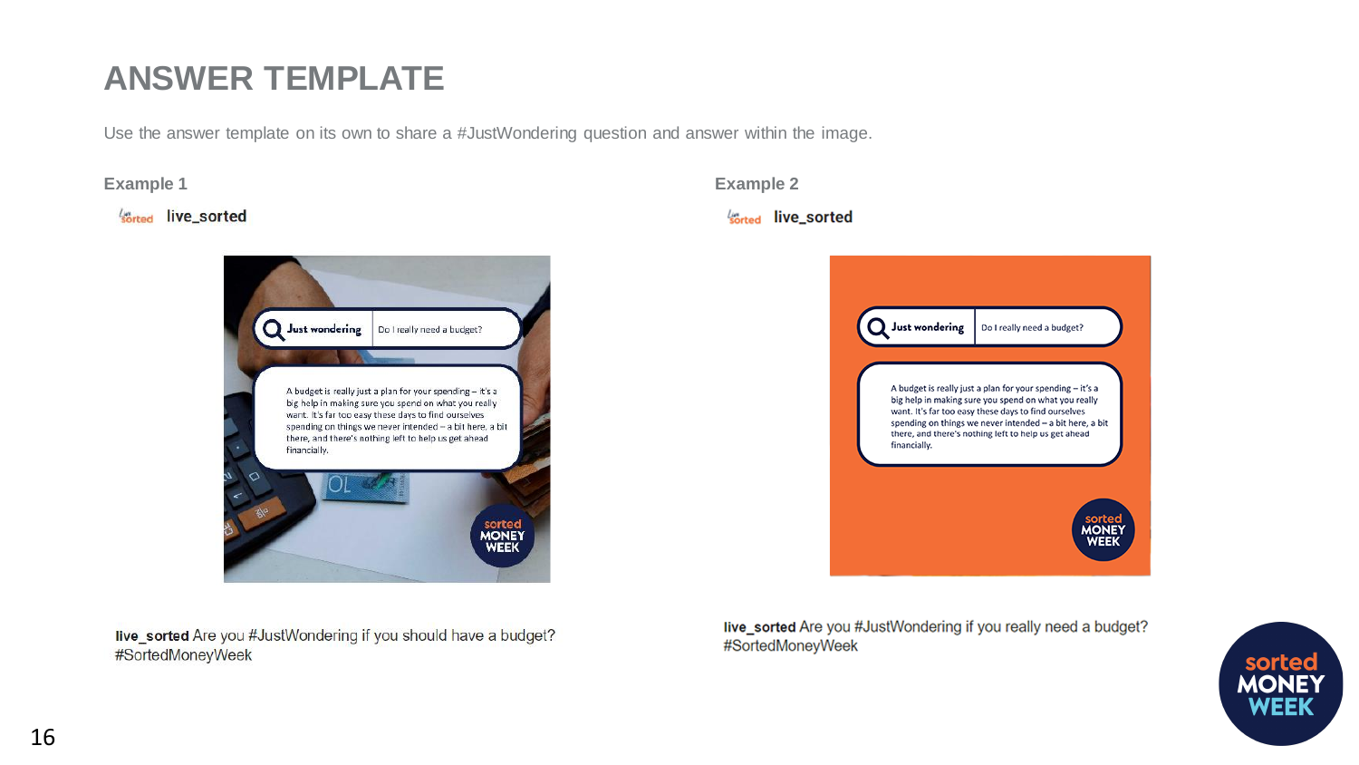# ANSWER TEMPLATE

Use the answer template on its own to share a #JustWondering question and answer within the image.

### Example 1

live_sorted

Just wondering | Do I really need a budget?

A budget is really just a plan for your spending – it's a big help in making sure you spend on what you really want. It's far too easy these days to find ourselves spending on things we never intended – a bit here, a bit there, and there's nothing left to help us get ahead financially.

sorted MONEY WEEK

**live_sorted** Are you #JustWondering if you should have a budget? #SortedMoneyWeek

### Example 2

live_sorted

Just wondering | Do I really need a budget?

A budget is really just a plan for your spending – it's a big help in making sure you spend on what you really want. It's far too easy these days to find ourselves spending on things we never intended – a bit here, a bit there, and there's nothing left to help us get ahead financially.

sorted MONEY WEEK

**live_sorted** Are you #JustWondering if you really need a budget? #SortedMoneyWeek

sorted MONEY WEEK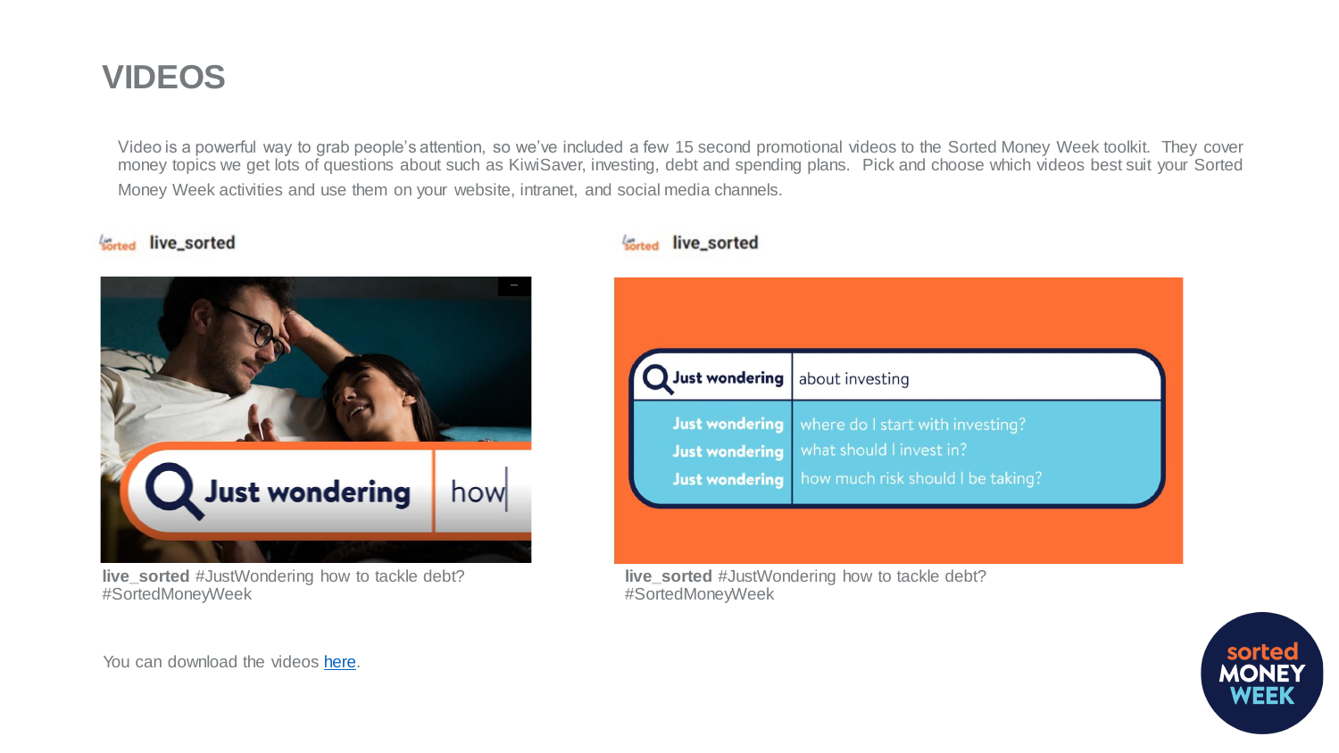# VIDEOS

Video is a powerful way to grab people's attention, so we've included a few 15 second promotional videos to the Sorted Money Week toolkit. They cover money topics we get lots of questions about such as KiwiSaver, investing, debt and spending plans. Pick and choose which videos best suit your Sorted Money Week activities and use them on your website, intranet, and social media channels.

live_sorted

**live_sorted** #JustWondering how to tackle debt? #SortedMoneyWeek

live_sorted

**live_sorted** #JustWondering how to tackle debt? #SortedMoneyWeek

You can download the videos [here](here).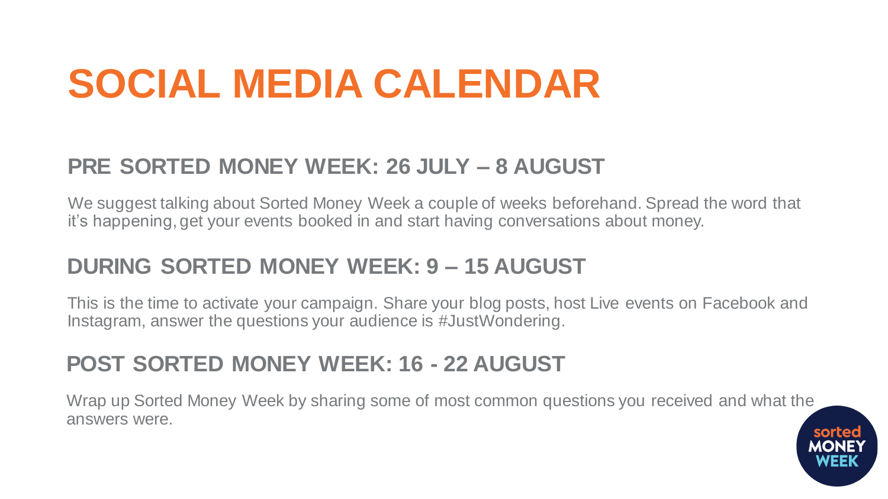# SOCIAL MEDIA CALENDAR

## PRE SORTED MONEY WEEK: 26 JULY – 8 AUGUST

We suggest talking about Sorted Money Week a couple of weeks beforehand. Spread the word that it's happening, get your events booked in and start having conversations about money.

## DURING SORTED MONEY WEEK: 9 – 15 AUGUST

This is the time to activate your campaign. Share your blog posts, host Live events on Facebook and Instagram, answer the questions your audience is #JustWondering.

## POST SORTED MONEY WEEK: 16 - 22 AUGUST

Wrap up Sorted Money Week by sharing some of most common questions you received and what the answers were.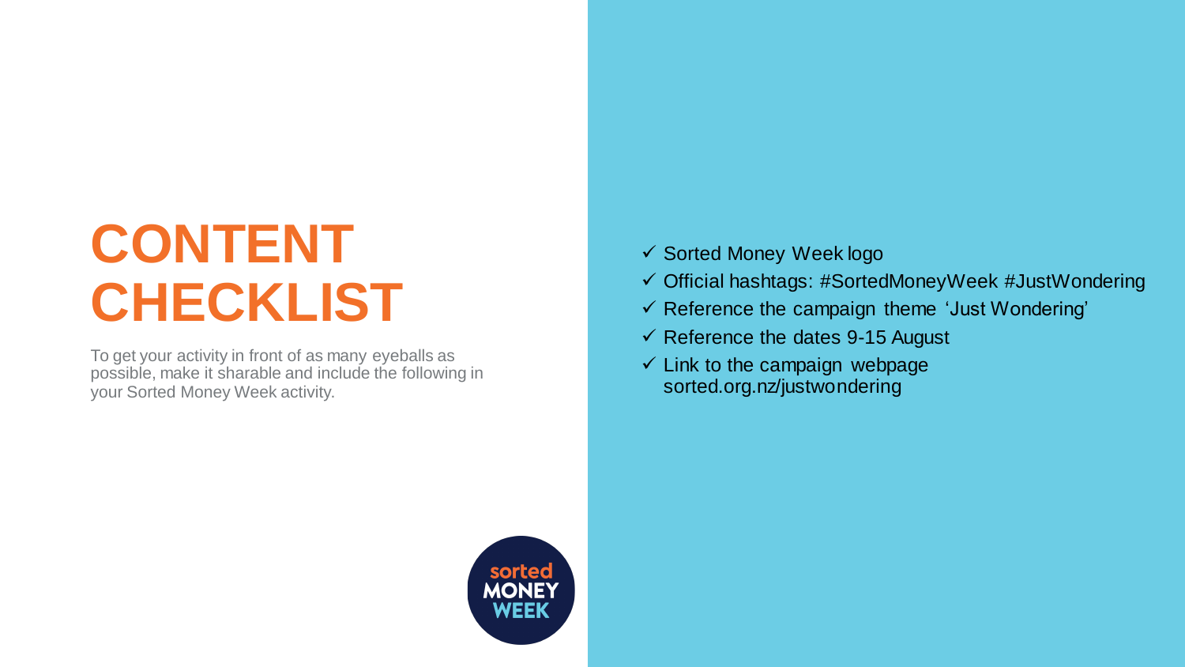# CONTENT CHECKLIST

To get your activity in front of as many eyeballs as possible, make it sharable and include the following in your Sorted Money Week activity.

- ✓ Sorted Money Week logo
- ✓ Official hashtags: #SortedMoneyWeek #JustWondering
- ✓ Reference the campaign theme 'Just Wondering'
- ✓ Reference the dates 9-15 August
- ✓ Link to the campaign webpage sorted.org.nz/justwondering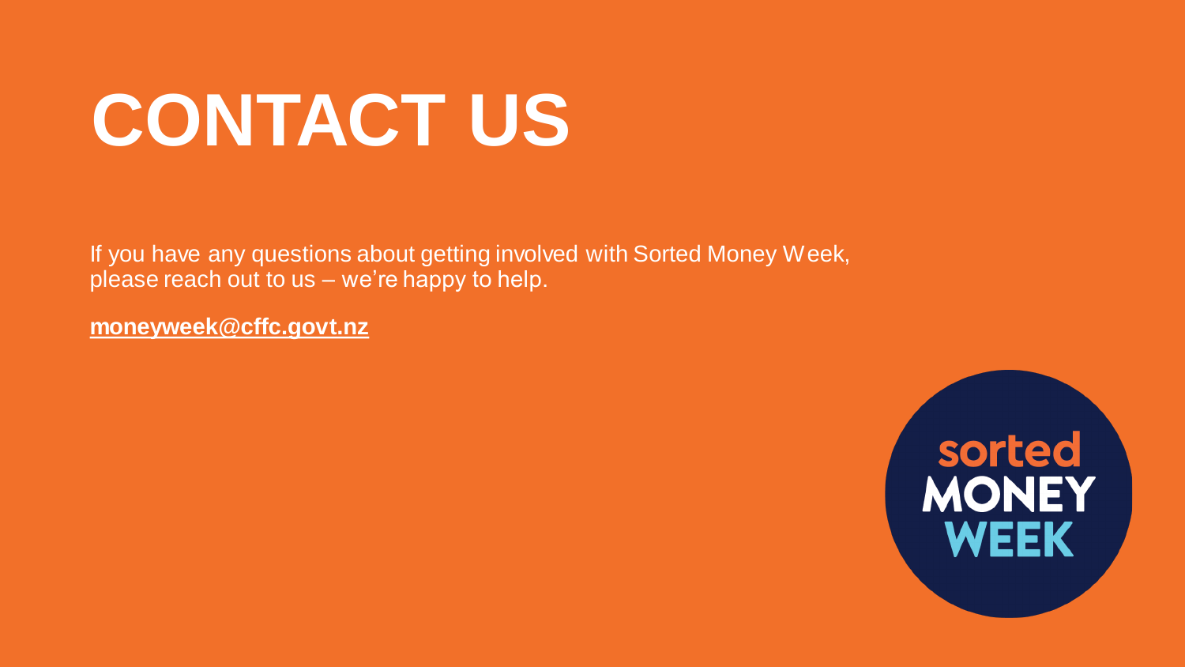# CONTACT US

If you have any questions about getting involved with Sorted Money Week, please reach out to us – we're happy to help.

**moneyweek@cffc.govt.nz**